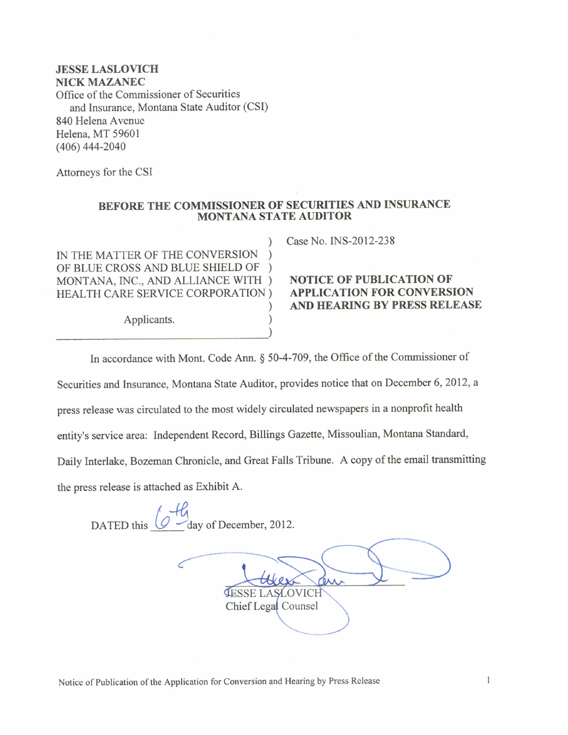**JESSE LASLOVICH**
**NICK MAZANEC**
Office of the Commissioner of Securities
and Insurance, Montana State Auditor (CSI)
840 Helena Avenue
Helena, MT 59601
(406) 444-2040

Attorneys for the CSI

**BEFORE THE COMMISSIONER OF SECURITIES AND INSURANCE**
**MONTANA STATE AUDITOR**

| | |
|---|---|
| IN THE MATTER OF THE CONVERSION OF BLUE CROSS AND BLUE SHIELD OF MONTANA, INC., AND ALLIANCE WITH HEALTH CARE SERVICE CORPORATION<br><br>Applicants. | Case No. INS-2012-238<br><br>**NOTICE OF PUBLICATION OF APPLICATION FOR CONVERSION AND HEARING BY PRESS RELEASE** |

In accordance with Mont. Code Ann. § 50-4-709, the Office of the Commissioner of Securities and Insurance, Montana State Auditor, provides notice that on December 6, 2012, a press release was circulated to the most widely circulated newspapers in a nonprofit health entity's service area: Independent Record, Billings Gazette, Missoulian, Montana Standard, Daily Interlake, Bozeman Chronicle, and Great Falls Tribune. A copy of the email transmitting the press release is attached as Exhibit A.

DATED this 6th day of December, 2012.

JESSE LASLOVICH
Chief Legal Counsel

Notice of Publication of the Application for Conversion and Hearing by Press Release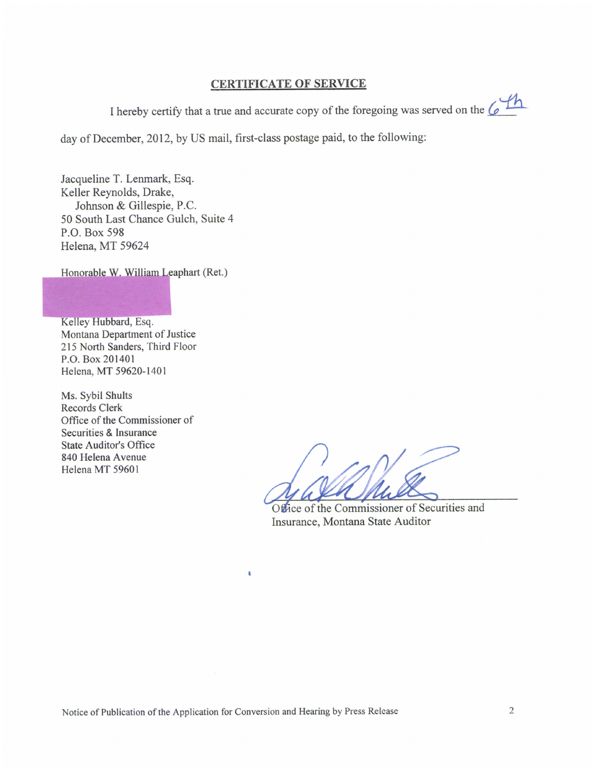## CERTIFICATE OF SERVICE

I hereby certify that a true and accurate copy of the foregoing was served on the 6th day of December, 2012, by US mail, first-class postage paid, to the following:

Jacqueline T. Lenmark, Esq.
Keller Reynolds, Drake,
Johnson & Gillespie, P.C.
50 South Last Chance Gulch, Suite 4
P.O. Box 598
Helena, MT 59624

Honorable W. William Leaphart (Ret.)

Kelley Hubbard, Esq.
Montana Department of Justice
215 North Sanders, Third Floor
P.O. Box 201401
Helena, MT 59620-1401

Ms. Sybil Shults
Records Clerk
Office of the Commissioner of
Securities & Insurance
State Auditor's Office
840 Helena Avenue
Helena MT 59601

Office of the Commissioner of Securities and
Insurance, Montana State Auditor

Notice of Publication of the Application for Conversion and Hearing by Press Release